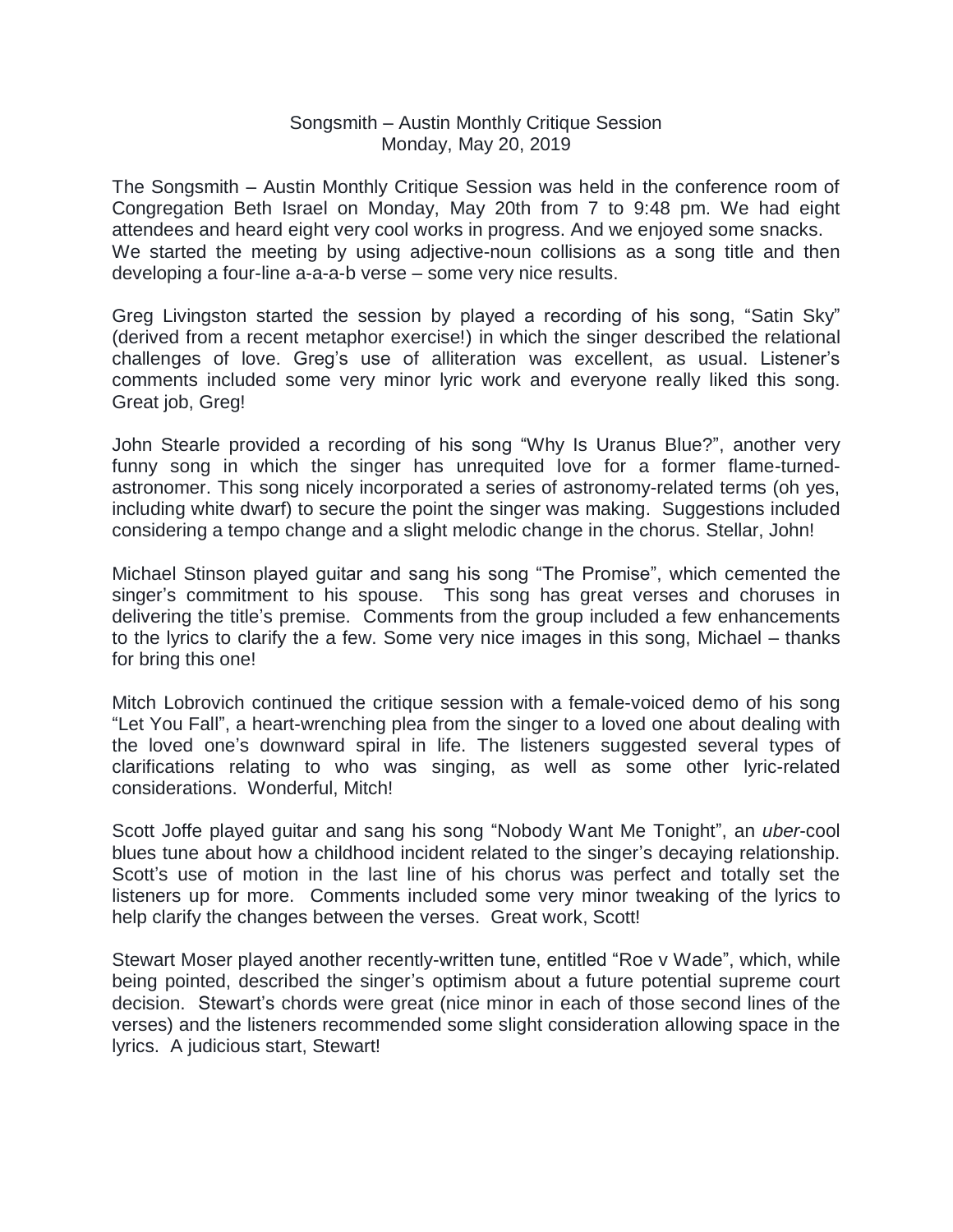# Songsmith – Austin Monthly Critique Session
Monday, May 20, 2019

The Songsmith – Austin Monthly Critique Session was held in the conference room of Congregation Beth Israel on Monday, May 20th from 7 to 9:48 pm. We had eight attendees and heard eight very cool works in progress. And we enjoyed some snacks. We started the meeting by using adjective-noun collisions as a song title and then developing a four-line a-a-a-b verse – some very nice results.

Greg Livingston started the session by played a recording of his song, "Satin Sky" (derived from a recent metaphor exercise!) in which the singer described the relational challenges of love. Greg's use of alliteration was excellent, as usual. Listener's comments included some very minor lyric work and everyone really liked this song. Great job, Greg!

John Stearle provided a recording of his song "Why Is Uranus Blue?", another very funny song in which the singer has unrequited love for a former flame-turned-astronomer. This song nicely incorporated a series of astronomy-related terms (oh yes, including white dwarf) to secure the point the singer was making. Suggestions included considering a tempo change and a slight melodic change in the chorus. Stellar, John!

Michael Stinson played guitar and sang his song "The Promise", which cemented the singer's commitment to his spouse. This song has great verses and choruses in delivering the title's premise. Comments from the group included a few enhancements to the lyrics to clarify the a few. Some very nice images in this song, Michael – thanks for bring this one!

Mitch Lobrovich continued the critique session with a female-voiced demo of his song "Let You Fall", a heart-wrenching plea from the singer to a loved one about dealing with the loved one's downward spiral in life. The listeners suggested several types of clarifications relating to who was singing, as well as some other lyric-related considerations. Wonderful, Mitch!

Scott Joffe played guitar and sang his song "Nobody Want Me Tonight", an *uber*-cool blues tune about how a childhood incident related to the singer's decaying relationship. Scott's use of motion in the last line of his chorus was perfect and totally set the listeners up for more. Comments included some very minor tweaking of the lyrics to help clarify the changes between the verses. Great work, Scott!

Stewart Moser played another recently-written tune, entitled "Roe v Wade", which, while being pointed, described the singer's optimism about a future potential supreme court decision. Stewart's chords were great (nice minor in each of those second lines of the verses) and the listeners recommended some slight consideration allowing space in the lyrics. A judicious start, Stewart!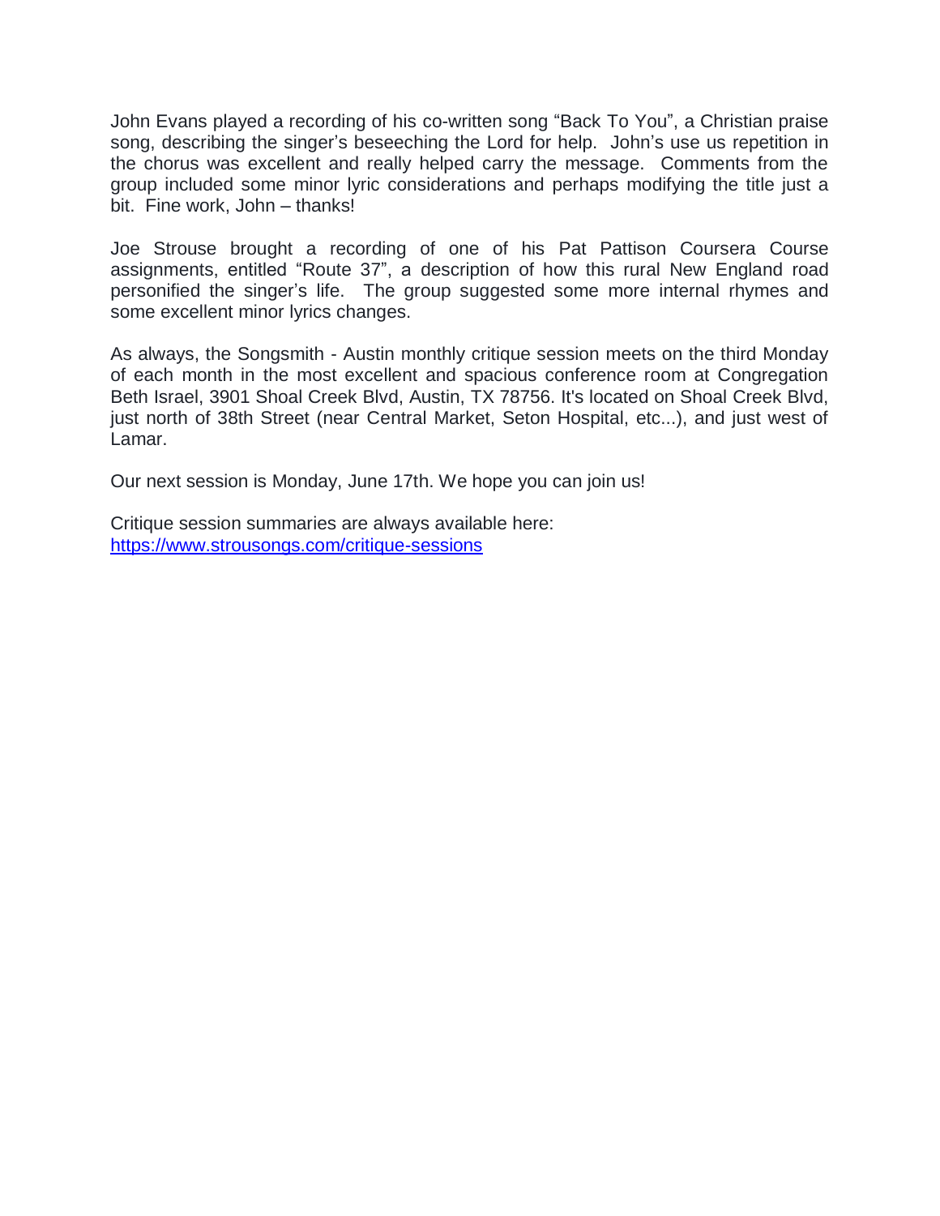John Evans played a recording of his co-written song “Back To You”, a Christian praise song, describing the singer’s beseeching the Lord for help. John’s use us repetition in the chorus was excellent and really helped carry the message. Comments from the group included some minor lyric considerations and perhaps modifying the title just a bit. Fine work, John – thanks!

Joe Strouse brought a recording of one of his Pat Pattison Coursera Course assignments, entitled “Route 37”, a description of how this rural New England road personified the singer’s life. The group suggested some more internal rhymes and some excellent minor lyrics changes.

As always, the Songsmith - Austin monthly critique session meets on the third Monday of each month in the most excellent and spacious conference room at Congregation Beth Israel, 3901 Shoal Creek Blvd, Austin, TX 78756. It's located on Shoal Creek Blvd, just north of 38th Street (near Central Market, Seton Hospital, etc...), and just west of Lamar.

Our next session is Monday, June 17th. We hope you can join us!

Critique session summaries are always available here:
[https://www.strousongs.com/critique-sessions](https://www.strousongs.com/critique-sessions)